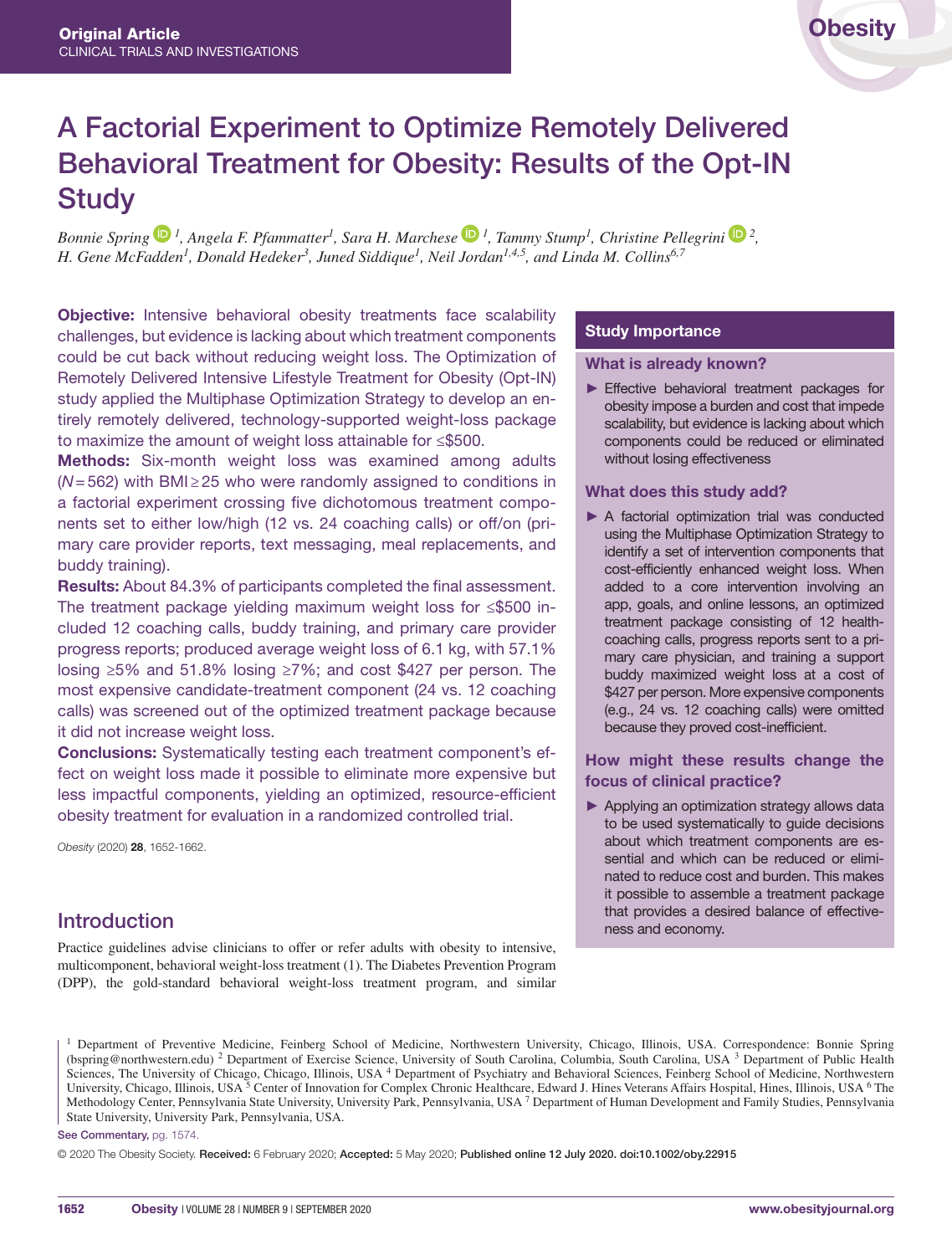Original Article
CLINICAL TRIALS AND INVESTIGATIONS

# A Factorial Experiment to Optimize Remotely Delivered Behavioral Treatment for Obesity: Results of the Opt-IN Study

*Bonnie Spring[1], Angela F. Pfammatter[1], Sara H. Marchese[1], Tammy Stump[1], Christine Pellegrini[2], H. Gene McFadden[1], Donald Hedeker[3], Juned Siddique[1], Neil Jordan[1,4,5], and Linda M. Collins[6,7]*

**Objective:** Intensive behavioral obesity treatments face scalability challenges, but evidence is lacking about which treatment components could be cut back without reducing weight loss. The Optimization of Remotely Delivered Intensive Lifestyle Treatment for Obesity (Opt-IN) study applied the Multiphase Optimization Strategy to develop an entirely remotely delivered, technology-supported weight-loss package to maximize the amount of weight loss attainable for ≤\$500.

**Methods:** Six-month weight loss was examined among adults ($N = 562$) with BMI ≥ 25 who were randomly assigned to conditions in a factorial experiment crossing five dichotomous treatment components set to either low/high (12 vs. 24 coaching calls) or off/on (primary care provider reports, text messaging, meal replacements, and buddy training).

**Results:** About 84.3% of participants completed the final assessment. The treatment package yielding maximum weight loss for ≤\$500 included 12 coaching calls, buddy training, and primary care provider progress reports; produced average weight loss of 6.1 kg, with 57.1% losing ≥5% and 51.8% losing ≥7%; and cost \$427 per person. The most expensive candidate-treatment component (24 vs. 12 coaching calls) was screened out of the optimized treatment package because it did not increase weight loss.

**Conclusions:** Systematically testing each treatment component's effect on weight loss made it possible to eliminate more expensive but less impactful components, yielding an optimized, resource-efficient obesity treatment for evaluation in a randomized controlled trial.

*Obesity* (2020) **28**, 1652-1662.

## Study Importance

### What is already known?

- Effective behavioral treatment packages for obesity impose a burden and cost that impede scalability, but evidence is lacking about which components could be reduced or eliminated without losing effectiveness

### What does this study add?

- A factorial optimization trial was conducted using the Multiphase Optimization Strategy to identify a set of intervention components that cost-efficiently enhanced weight loss. When added to a core intervention involving an app, goals, and online lessons, an optimized treatment package consisting of 12 health-coaching calls, progress reports sent to a primary care physician, and training a support buddy maximized weight loss at a cost of \$427 per person. More expensive components (e.g., 24 vs. 12 coaching calls) were omitted because they proved cost-inefficient.

### How might these results change the focus of clinical practice?

- Applying an optimization strategy allows data to be used systematically to guide decisions about which treatment components are essential and which can be reduced or eliminated to reduce cost and burden. This makes it possible to assemble a treatment package that provides a desired balance of effectiveness and economy.

## Introduction

Practice guidelines advise clinicians to offer or refer adults with obesity to intensive, multicomponent, behavioral weight-loss treatment (1). The Diabetes Prevention Program (DPP), the gold-standard behavioral weight-loss treatment program, and similar

[1] Department of Preventive Medicine, Feinberg School of Medicine, Northwestern University, Chicago, Illinois, USA. Correspondence: Bonnie Spring (bspring@northwestern.edu) [2] Department of Exercise Science, University of South Carolina, Columbia, South Carolina, USA [3] Department of Public Health Sciences, The University of Chicago, Chicago, Illinois, USA [4] Department of Psychiatry and Behavioral Sciences, Feinberg School of Medicine, Northwestern University, Chicago, Illinois, USA [5] Center of Innovation for Complex Chronic Healthcare, Edward J. Hines Veterans Affairs Hospital, Hines, Illinois, USA [6] The Methodology Center, Pennsylvania State University, University Park, Pennsylvania, USA [7] Department of Human Development and Family Studies, Pennsylvania State University, University Park, Pennsylvania, USA.

See Commentary, pg. 1574.

© 2020 The Obesity Society. **Received:** 6 February 2020; **Accepted:** 5 May 2020; **Published online 12 July 2020. doi:10.1002/oby.22915**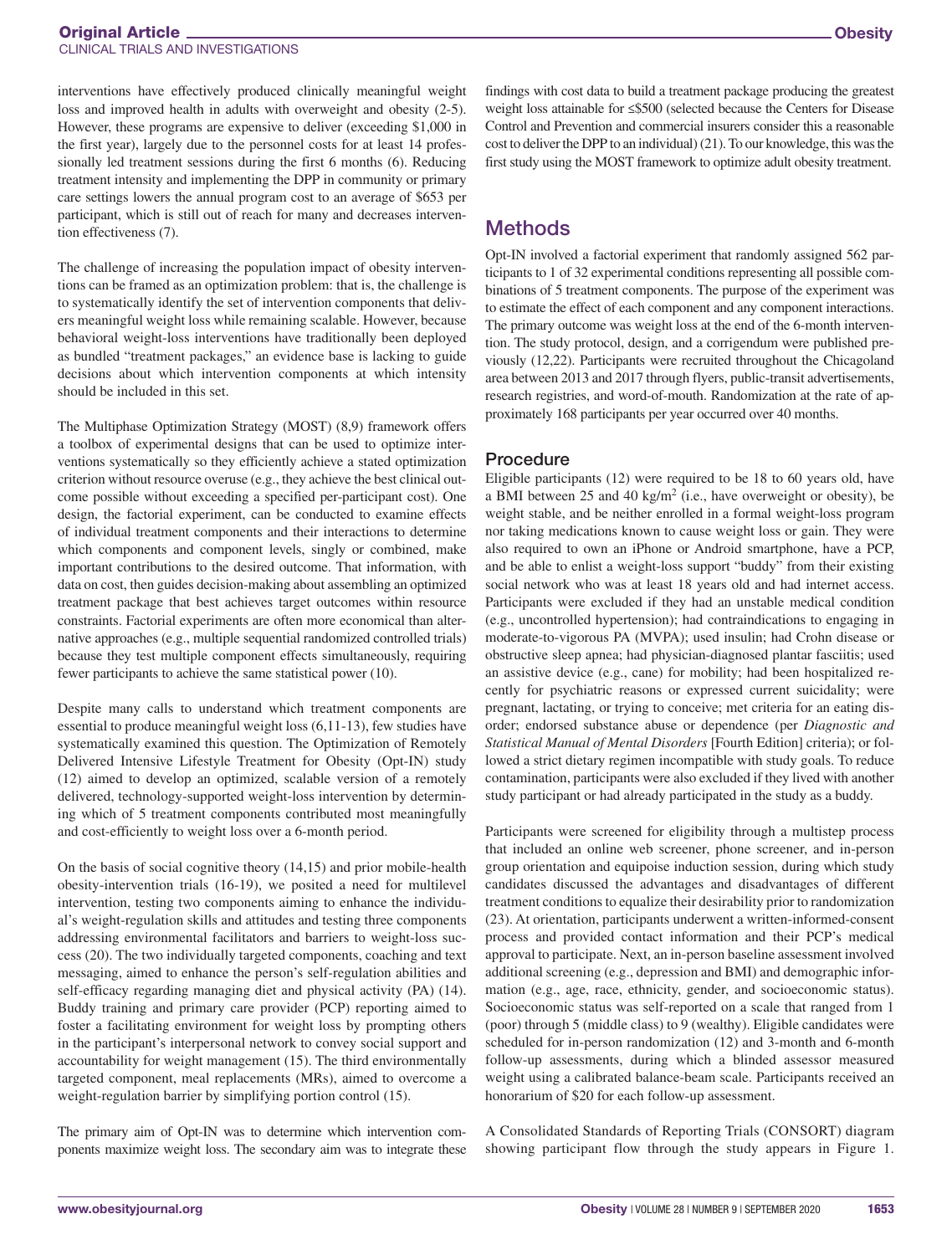interventions have effectively produced clinically meaningful weight loss and improved health in adults with overweight and obesity (2-5). However, these programs are expensive to deliver (exceeding $1,000 in the first year), largely due to the personnel costs for at least 14 professionally led treatment sessions during the first 6 months (6). Reducing treatment intensity and implementing the DPP in community or primary care settings lowers the annual program cost to an average of $653 per participant, which is still out of reach for many and decreases intervention effectiveness (7).

The challenge of increasing the population impact of obesity interventions can be framed as an optimization problem: that is, the challenge is to systematically identify the set of intervention components that delivers meaningful weight loss while remaining scalable. However, because behavioral weight-loss interventions have traditionally been deployed as bundled "treatment packages," an evidence base is lacking to guide decisions about which intervention components at which intensity should be included in this set.

The Multiphase Optimization Strategy (MOST) (8,9) framework offers a toolbox of experimental designs that can be used to optimize interventions systematically so they efficiently achieve a stated optimization criterion without resource overuse (e.g., they achieve the best clinical outcome possible without exceeding a specified per-participant cost). One design, the factorial experiment, can be conducted to examine effects of individual treatment components and their interactions to determine which components and component levels, singly or combined, make important contributions to the desired outcome. That information, with data on cost, then guides decision-making about assembling an optimized treatment package that best achieves target outcomes within resource constraints. Factorial experiments are often more economical than alternative approaches (e.g., multiple sequential randomized controlled trials) because they test multiple component effects simultaneously, requiring fewer participants to achieve the same statistical power (10).

Despite many calls to understand which treatment components are essential to produce meaningful weight loss (6,11-13), few studies have systematically examined this question. The Optimization of Remotely Delivered Intensive Lifestyle Treatment for Obesity (Opt-IN) study (12) aimed to develop an optimized, scalable version of a remotely delivered, technology-supported weight-loss intervention by determining which of 5 treatment components contributed most meaningfully and cost-efficiently to weight loss over a 6-month period.

On the basis of social cognitive theory (14,15) and prior mobile-health obesity-intervention trials (16-19), we posited a need for multilevel intervention, testing two components aiming to enhance the individual's weight-regulation skills and attitudes and testing three components addressing environmental facilitators and barriers to weight-loss success (20). The two individually targeted components, coaching and text messaging, aimed to enhance the person's self-regulation abilities and self-efficacy regarding managing diet and physical activity (PA) (14). Buddy training and primary care provider (PCP) reporting aimed to foster a facilitating environment for weight loss by prompting others in the participant's interpersonal network to convey social support and accountability for weight management (15). The third environmentally targeted component, meal replacements (MRs), aimed to overcome a weight-regulation barrier by simplifying portion control (15).

The primary aim of Opt-IN was to determine which intervention components maximize weight loss. The secondary aim was to integrate these findings with cost data to build a treatment package producing the greatest weight loss attainable for ≤$500 (selected because the Centers for Disease Control and Prevention and commercial insurers consider this a reasonable cost to deliver the DPP to an individual) (21). To our knowledge, this was the first study using the MOST framework to optimize adult obesity treatment.

## Methods

Opt-IN involved a factorial experiment that randomly assigned 562 participants to 1 of 32 experimental conditions representing all possible combinations of 5 treatment components. The purpose of the experiment was to estimate the effect of each component and any component interactions. The primary outcome was weight loss at the end of the 6-month intervention. The study protocol, design, and a corrigendum were published previously (12,22). Participants were recruited throughout the Chicagoland area between 2013 and 2017 through flyers, public-transit advertisements, research registries, and word-of-mouth. Randomization at the rate of approximately 168 participants per year occurred over 40 months.

### Procedure

Eligible participants (12) were required to be 18 to 60 years old, have a BMI between 25 and 40 kg/m$^2$ (i.e., have overweight or obesity), be weight stable, and be neither enrolled in a formal weight-loss program nor taking medications known to cause weight loss or gain. They were also required to own an iPhone or Android smartphone, have a PCP, and be able to enlist a weight-loss support "buddy" from their existing social network who was at least 18 years old and had internet access. Participants were excluded if they had an unstable medical condition (e.g., uncontrolled hypertension); had contraindications to engaging in moderate-to-vigorous PA (MVPA); used insulin; had Crohn disease or obstructive sleep apnea; had physician-diagnosed plantar fasciitis; used an assistive device (e.g., cane) for mobility; had been hospitalized recently for psychiatric reasons or expressed current suicidality; were pregnant, lactating, or trying to conceive; met criteria for an eating disorder; endorsed substance abuse or dependence (per *Diagnostic and Statistical Manual of Mental Disorders* [Fourth Edition] criteria); or followed a strict dietary regimen incompatible with study goals. To reduce contamination, participants were also excluded if they lived with another study participant or had already participated in the study as a buddy.

Participants were screened for eligibility through a multistep process that included an online web screener, phone screener, and in-person group orientation and equipoise induction session, during which study candidates discussed the advantages and disadvantages of different treatment conditions to equalize their desirability prior to randomization (23). At orientation, participants underwent a written-informed-consent process and provided contact information and their PCP's medical approval to participate. Next, an in-person baseline assessment involved additional screening (e.g., depression and BMI) and demographic information (e.g., age, race, ethnicity, gender, and socioeconomic status). Socioeconomic status was self-reported on a scale that ranged from 1 (poor) through 5 (middle class) to 9 (wealthy). Eligible candidates were scheduled for in-person randomization (12) and 3-month and 6-month follow-up assessments, during which a blinded assessor measured weight using a calibrated balance-beam scale. Participants received an honorarium of $20 for each follow-up assessment.

A Consolidated Standards of Reporting Trials (CONSORT) diagram showing participant flow through the study appears in Figure 1.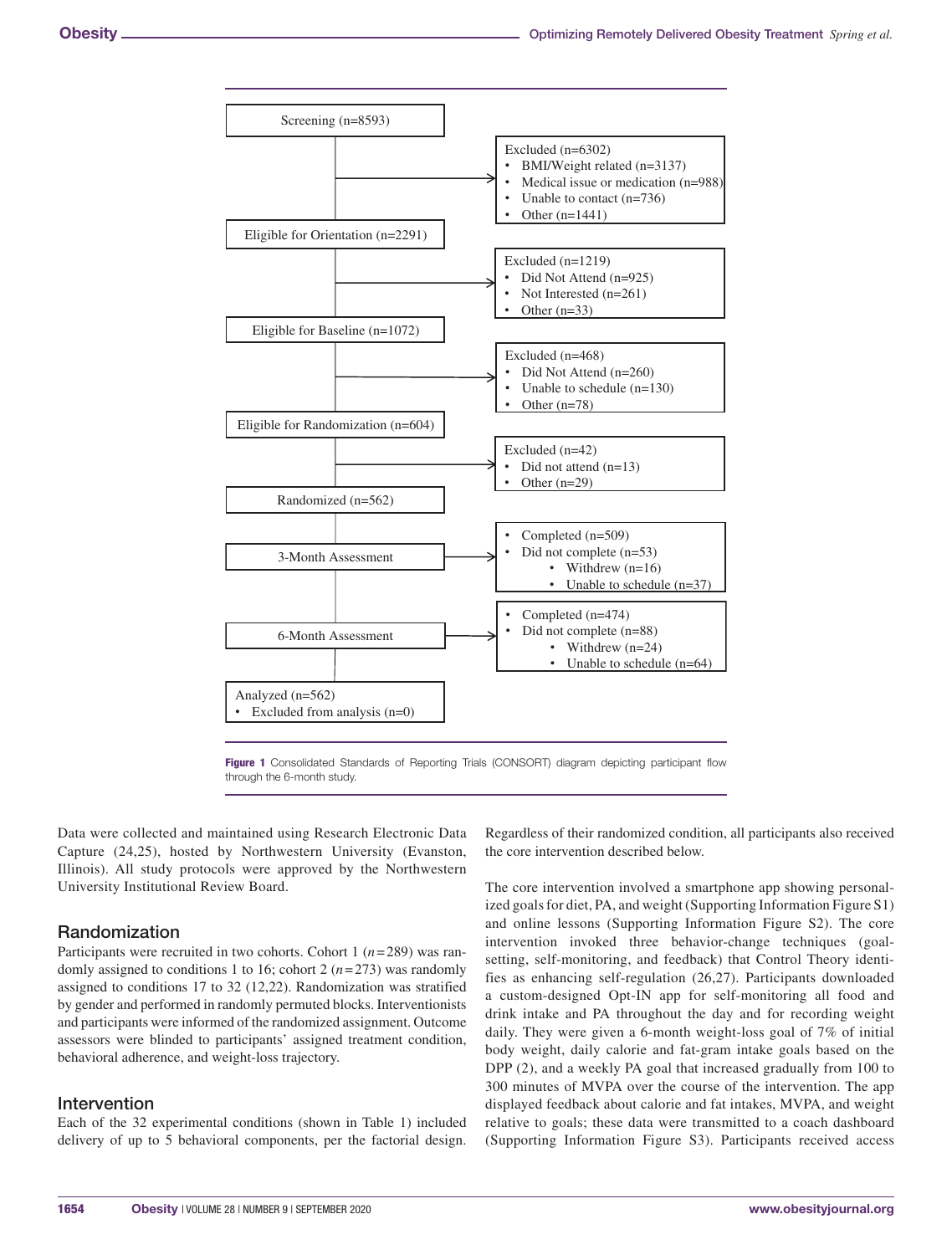Screening (n=8593)

Excluded (n=6302)
- BMI/Weight related (n=3137)
- Medical issue or medication (n=988)
- Unable to contact (n=736)
- Other (n=1441)

Eligible for Orientation (n=2291)

Excluded (n=1219)
- Did Not Attend (n=925)
- Not Interested (n=261)
- Other (n=33)

Eligible for Baseline (n=1072)

Excluded (n=468)
- Did Not Attend (n=260)
- Unable to schedule (n=130)
- Other (n=78)

Eligible for Randomization (n=604)

Excluded (n=42)
- Did not attend (n=13)
- Other (n=29)

Randomized (n=562)

3-Month Assessment
- Completed (n=509)
- Did not complete (n=53)
  - Withdrew (n=16)
  - Unable to schedule (n=37)

6-Month Assessment
- Completed (n=474)
- Did not complete (n=88)
  - Withdrew (n=24)
  - Unable to schedule (n=64)

Analyzed (n=562)
- Excluded from analysis (n=0)

**Figure 1** Consolidated Standards of Reporting Trials (CONSORT) diagram depicting participant flow through the 6-month study.

Data were collected and maintained using Research Electronic Data Capture (24,25), hosted by Northwestern University (Evanston, Illinois). All study protocols were approved by the Northwestern University Institutional Review Board.

## Randomization

Participants were recruited in two cohorts. Cohort 1 ($n$=289) was randomly assigned to conditions 1 to 16; cohort 2 ($n$=273) was randomly assigned to conditions 17 to 32 (12,22). Randomization was stratified by gender and performed in randomly permuted blocks. Interventionists and participants were informed of the randomized assignment. Outcome assessors were blinded to participants' assigned treatment condition, behavioral adherence, and weight-loss trajectory.

## Intervention

Each of the 32 experimental conditions (shown in Table 1) included delivery of up to 5 behavioral components, per the factorial design. Regardless of their randomized condition, all participants also received the core intervention described below.

The core intervention involved a smartphone app showing personalized goals for diet, PA, and weight (Supporting Information Figure S1) and online lessons (Supporting Information Figure S2). The core intervention invoked three behavior-change techniques (goal-setting, self-monitoring, and feedback) that Control Theory identifies as enhancing self-regulation (26,27). Participants downloaded a custom-designed Opt-IN app for self-monitoring all food and drink intake and PA throughout the day and for recording weight daily. They were given a 6-month weight-loss goal of 7% of initial body weight, daily calorie and fat-gram intake goals based on the DPP (2), and a weekly PA goal that increased gradually from 100 to 300 minutes of MVPA over the course of the intervention. The app displayed feedback about calorie and fat intakes, MVPA, and weight relative to goals; these data were transmitted to a coach dashboard (Supporting Information Figure S3). Participants received access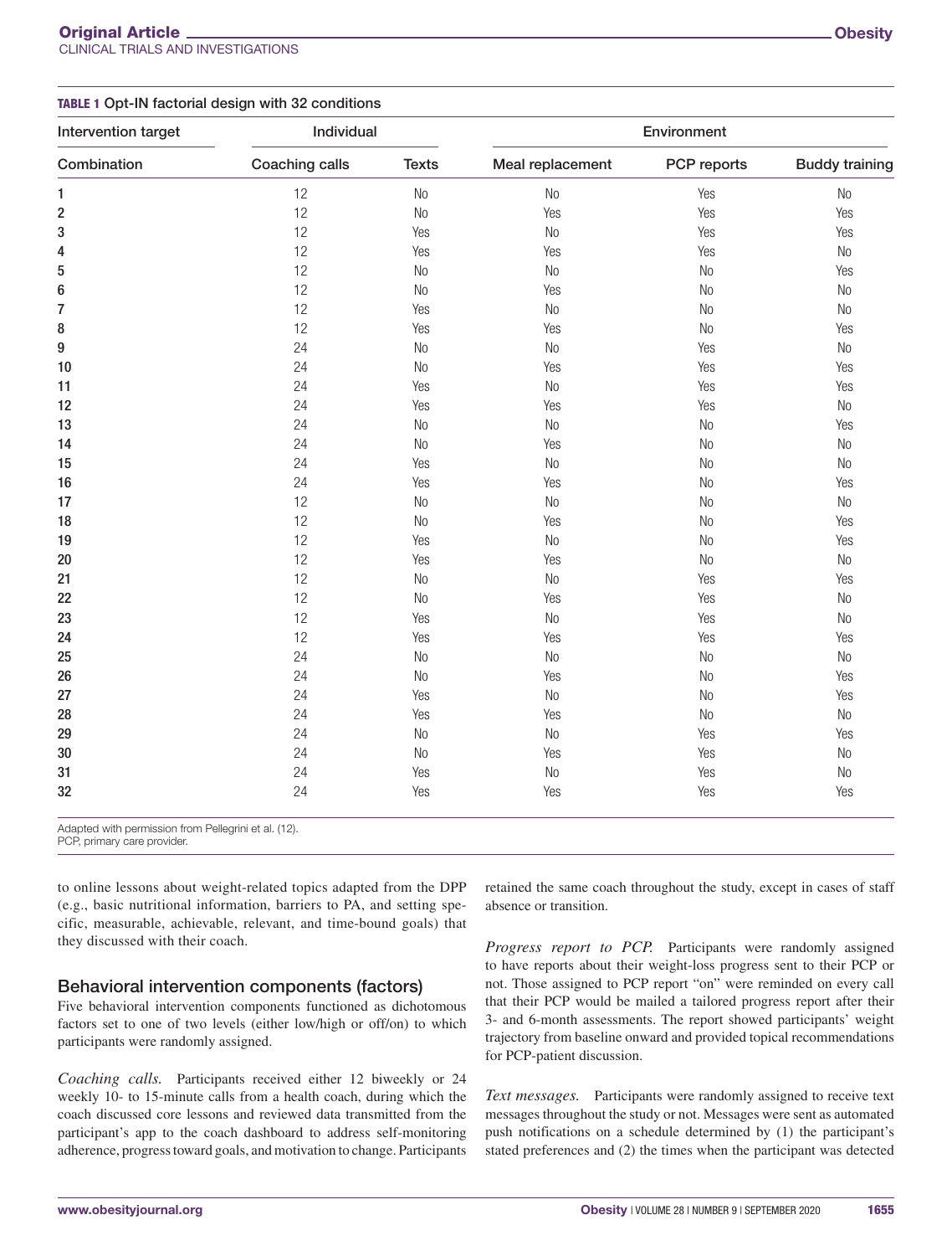**TABLE 1** Opt-IN factorial design with 32 conditions

| Intervention target | Individual | | Environment | | |
|---|---|---|---|---|---|
| Combination | Coaching calls | Texts | Meal replacement | PCP reports | Buddy training |
| 1 | 12 | No | No | Yes | No |
| 2 | 12 | No | Yes | Yes | Yes |
| 3 | 12 | Yes | No | Yes | Yes |
| 4 | 12 | Yes | Yes | Yes | No |
| 5 | 12 | No | No | No | Yes |
| 6 | 12 | No | Yes | No | No |
| 7 | 12 | Yes | No | No | No |
| 8 | 12 | Yes | Yes | No | Yes |
| 9 | 24 | No | No | Yes | No |
| 10 | 24 | No | Yes | Yes | Yes |
| 11 | 24 | Yes | No | Yes | Yes |
| 12 | 24 | Yes | Yes | Yes | No |
| 13 | 24 | No | No | No | Yes |
| 14 | 24 | No | Yes | No | No |
| 15 | 24 | Yes | No | No | No |
| 16 | 24 | Yes | Yes | No | Yes |
| 17 | 12 | No | No | No | No |
| 18 | 12 | No | Yes | No | Yes |
| 19 | 12 | Yes | No | No | Yes |
| 20 | 12 | Yes | Yes | No | No |
| 21 | 12 | No | No | Yes | Yes |
| 22 | 12 | No | Yes | Yes | No |
| 23 | 12 | Yes | No | Yes | No |
| 24 | 12 | Yes | Yes | Yes | Yes |
| 25 | 24 | No | No | No | No |
| 26 | 24 | No | Yes | No | Yes |
| 27 | 24 | Yes | No | No | Yes |
| 28 | 24 | Yes | Yes | No | No |
| 29 | 24 | No | No | Yes | Yes |
| 30 | 24 | No | Yes | Yes | No |
| 31 | 24 | Yes | No | Yes | No |
| 32 | 24 | Yes | Yes | Yes | Yes |

Adapted with permission from Pellegrini et al. (12).
PCP, primary care provider.

to online lessons about weight-related topics adapted from the DPP (e.g., basic nutritional information, barriers to PA, and setting specific, measurable, achievable, relevant, and time-bound goals) that they discussed with their coach.

## Behavioral intervention components (factors)

Five behavioral intervention components functioned as dichotomous factors set to one of two levels (either low/high or off/on) to which participants were randomly assigned.

*Coaching calls.* Participants received either 12 biweekly or 24 weekly 10- to 15-minute calls from a health coach, during which the coach discussed core lessons and reviewed data transmitted from the participant's app to the coach dashboard to address self-monitoring adherence, progress toward goals, and motivation to change. Participants retained the same coach throughout the study, except in cases of staff absence or transition.

*Progress report to PCP.* Participants were randomly assigned to have reports about their weight-loss progress sent to their PCP or not. Those assigned to PCP report "on" were reminded on every call that their PCP would be mailed a tailored progress report after their 3- and 6-month assessments. The report showed participants' weight trajectory from baseline onward and provided topical recommendations for PCP-patient discussion.

*Text messages.* Participants were randomly assigned to receive text messages throughout the study or not. Messages were sent as automated push notifications on a schedule determined by (1) the participant's stated preferences and (2) the times when the participant was detected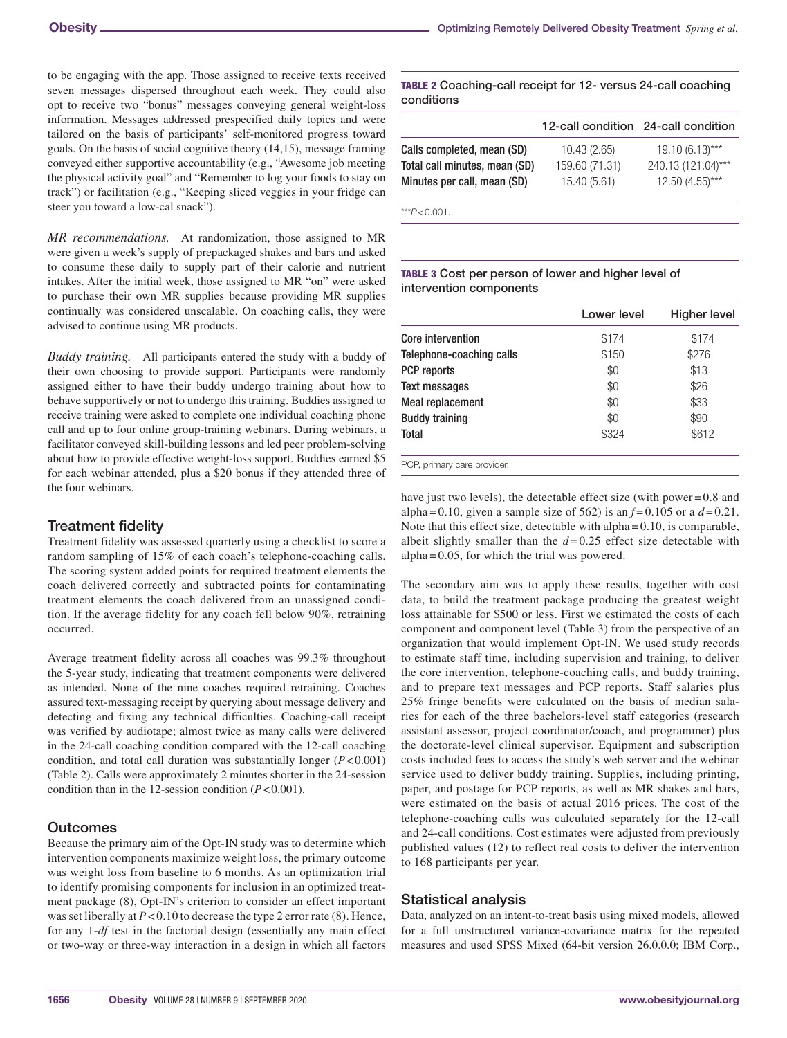to be engaging with the app. Those assigned to receive texts received seven messages dispersed throughout each week. They could also opt to receive two "bonus" messages conveying general weight-loss information. Messages addressed prespecified daily topics and were tailored on the basis of participants' self-monitored progress toward goals. On the basis of social cognitive theory (14,15), message framing conveyed either supportive accountability (e.g., "Awesome job meeting the physical activity goal" and "Remember to log your foods to stay on track") or facilitation (e.g., "Keeping sliced veggies in your fridge can steer you toward a low-cal snack").

*MR recommendations.* At randomization, those assigned to MR were given a week's supply of prepackaged shakes and bars and asked to consume these daily to supply part of their calorie and nutrient intakes. After the initial week, those assigned to MR "on" were asked to purchase their own MR supplies because providing MR supplies continually was considered unscalable. On coaching calls, they were advised to continue using MR products.

*Buddy training.* All participants entered the study with a buddy of their own choosing to provide support. Participants were randomly assigned either to have their buddy undergo training about how to behave supportively or not to undergo this training. Buddies assigned to receive training were asked to complete one individual coaching phone call and up to four online group-training webinars. During webinars, a facilitator conveyed skill-building lessons and led peer problem-solving about how to provide effective weight-loss support. Buddies earned $5 for each webinar attended, plus a $20 bonus if they attended three of the four webinars.

## Treatment fidelity

Treatment fidelity was assessed quarterly using a checklist to score a random sampling of 15% of each coach's telephone-coaching calls. The scoring system added points for required treatment elements the coach delivered correctly and subtracted points for contaminating treatment elements the coach delivered from an unassigned condition. If the average fidelity for any coach fell below 90%, retraining occurred.

Average treatment fidelity across all coaches was 99.3% throughout the 5-year study, indicating that treatment components were delivered as intended. None of the nine coaches required retraining. Coaches assured text-messaging receipt by querying about message delivery and detecting and fixing any technical difficulties. Coaching-call receipt was verified by audiotape; almost twice as many calls were delivered in the 24-call coaching condition compared with the 12-call coaching condition, and total call duration was substantially longer ($P<0.001$) (Table 2). Calls were approximately 2 minutes shorter in the 24-session condition than in the 12-session condition ($P<0.001$).

## Outcomes

Because the primary aim of the Opt-IN study was to determine which intervention components maximize weight loss, the primary outcome was weight loss from baseline to 6 months. As an optimization trial to identify promising components for inclusion in an optimized treatment package (8), Opt-IN's criterion to consider an effect important was set liberally at $P<0.10$ to decrease the type 2 error rate (8). Hence, for any 1-*df* test in the factorial design (essentially any main effect or two-way or three-way interaction in a design in which all factors have just two levels), the detectable effect size (with power = 0.8 and alpha = 0.10, given a sample size of 562) is an $f=0.105$ or a $d=0.21$. Note that this effect size, detectable with alpha = 0.10, is comparable, albeit slightly smaller than the $d=0.25$ effect size detectable with alpha = 0.05, for which the trial was powered.

**TABLE 2** Coaching-call receipt for 12- versus 24-call coaching conditions

| | 12-call condition | 24-call condition |
|---|---|---|
| Calls completed, mean (SD) | 10.43 (2.65) | 19.10 (6.13)*** |
| Total call minutes, mean (SD) | 159.60 (71.31) | 240.13 (121.04)*** |
| Minutes per call, mean (SD) | 15.40 (5.61) | 12.50 (4.55)*** |

***$P<0.001$.

**TABLE 3** Cost per person of lower and higher level of intervention components

| | Lower level | Higher level |
|---|---|---|
| Core intervention | $174 | $174 |
| Telephone-coaching calls | $150 | $276 |
| PCP reports | $0 | $13 |
| Text messages | $0 | $26 |
| Meal replacement | $0 | $33 |
| Buddy training | $0 | $90 |
| Total | $324 | $612 |

PCP, primary care provider.

The secondary aim was to apply these results, together with cost data, to build the treatment package producing the greatest weight loss attainable for $500 or less. First we estimated the costs of each component and component level (Table 3) from the perspective of an organization that would implement Opt-IN. We used study records to estimate staff time, including supervision and training, to deliver the core intervention, telephone-coaching calls, and buddy training, and to prepare text messages and PCP reports. Staff salaries plus 25% fringe benefits were calculated on the basis of median salaries for each of the three bachelors-level staff categories (research assistant assessor, project coordinator/coach, and programmer) plus the doctorate-level clinical supervisor. Equipment and subscription costs included fees to access the study's web server and the webinar service used to deliver buddy training. Supplies, including printing, paper, and postage for PCP reports, as well as MR shakes and bars, were estimated on the basis of actual 2016 prices. The cost of the telephone-coaching calls was calculated separately for the 12-call and 24-call conditions. Cost estimates were adjusted from previously published values (12) to reflect real costs to deliver the intervention to 168 participants per year.

## Statistical analysis

Data, analyzed on an intent-to-treat basis using mixed models, allowed for a full unstructured variance-covariance matrix for the repeated measures and used SPSS Mixed (64-bit version 26.0.0.0; IBM Corp.,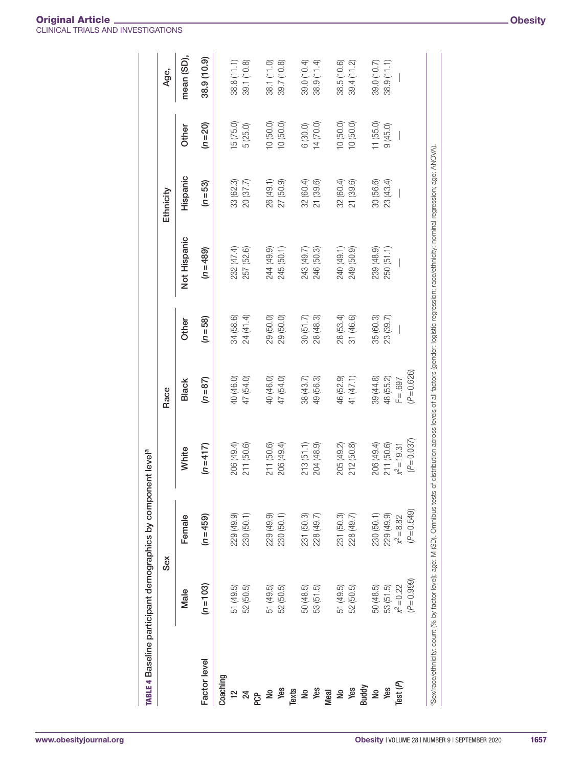**TABLE 4** Baseline participant demographics by component level[a]

| | Sex | | Race | | | Ethnicity | | | Age, |
|---|---|---|---|---|---|---|---|---|---|
| Factor level | Male | Female | White | Black | Other | Not Hispanic | Hispanic | Other | mean (SD), |
| | ($n$ = 103) | ($n$ = 459) | ($n$ = 417) | ($n$ = 87) | ($n$ = 58) | ($n$ = 489) | ($n$ = 53) | ($n$ = 20) | 38.9 (10.9) |
| **Coaching** | | | | | | | | | |
| 12 | 51 (49.5) | 229 (49.9) | 206 (49.4) | 40 (46.0) | 34 (58.6) | 232 (47.4) | 33 (62.3) | 15 (75.0) | 38.8 (11.1) |
| 24 | 52 (50.5) | 230 (50.1) | 211 (50.6) | 47 (54.0) | 24 (41.4) | 257 (52.6) | 20 (37.7) | 5 (25.0) | 39.1 (10.8) |
| **PCP** | | | | | | | | | |
| No | 51 (49.5) | 229 (49.9) | 211 (50.6) | 40 (46.0) | 29 (50.0) | 244 (49.9) | 26 (49.1) | 10 (50.0) | 38.1 (11.0) |
| Yes | 52 (50.5) | 230 (50.1) | 206 (49.4) | 47 (54.0) | 29 (50.0) | 245 (50.1) | 27 (50.9) | 10 (50.0) | 39.7 (10.8) |
| **Texts** | | | | | | | | | |
| No | 50 (48.5) | 231 (50.3) | 213 (51.1) | 38 (43.7) | 30 (51.7) | 243 (49.7) | 32 (60.4) | 6 (30.0) | 39.0 (10.4) |
| Yes | 53 (51.5) | 228 (49.7) | 204 (48.9) | 49 (56.3) | 28 (48.3) | 246 (50.3) | 21 (39.6) | 14 (70.0) | 38.9 (11.4) |
| **Meal** | | | | | | | | | |
| No | 51 (49.5) | 231 (50.3) | 205 (49.2) | 46 (52.9) | 28 (53.4) | 240 (49.1) | 32 (60.4) | 10 (50.0) | 38.5 (10.6) |
| Yes | 52 (50.5) | 228 (49.7) | 212 (50.8) | 41 (47.1) | 31 (46.6) | 249 (50.9) | 21 (39.6) | 10 (50.0) | 39.4 (11.2) |
| **Buddy** | | | | | | | | | |
| No | 50 (48.5) | 230 (50.1) | 206 (49.4) | 39 (44.8) | 35 (60.3) | 239 (48.9) | 30 (56.6) | 11 (55.0) | 39.0 (10.7) |
| Yes | 53 (51.5) | 229 (49.9) | 211 (50.6) | 48 (55.2) | 23 (39.7) | 250 (51.1) | 23 (43.4) | 9 (45.0) | 38.9 (11.1) |
| **Test (*P*)** | $\chi^2 = 0.22$ ($P = 0.999$) | $\chi^2 = 8.82$ ($P = 0.549$) | $\chi^2 = 19.31$ ($P = 0.037$) | $F = .697$ ($P = 0.626$) | — | — | — | — | — |

[a]Sex/race/ethnicity: count (% by factor level); age: M (SD). Omnibus tests of distribution across levels of all factors (gender: logistic regression; race/ethnicity: nominal regression; age: ANOVA).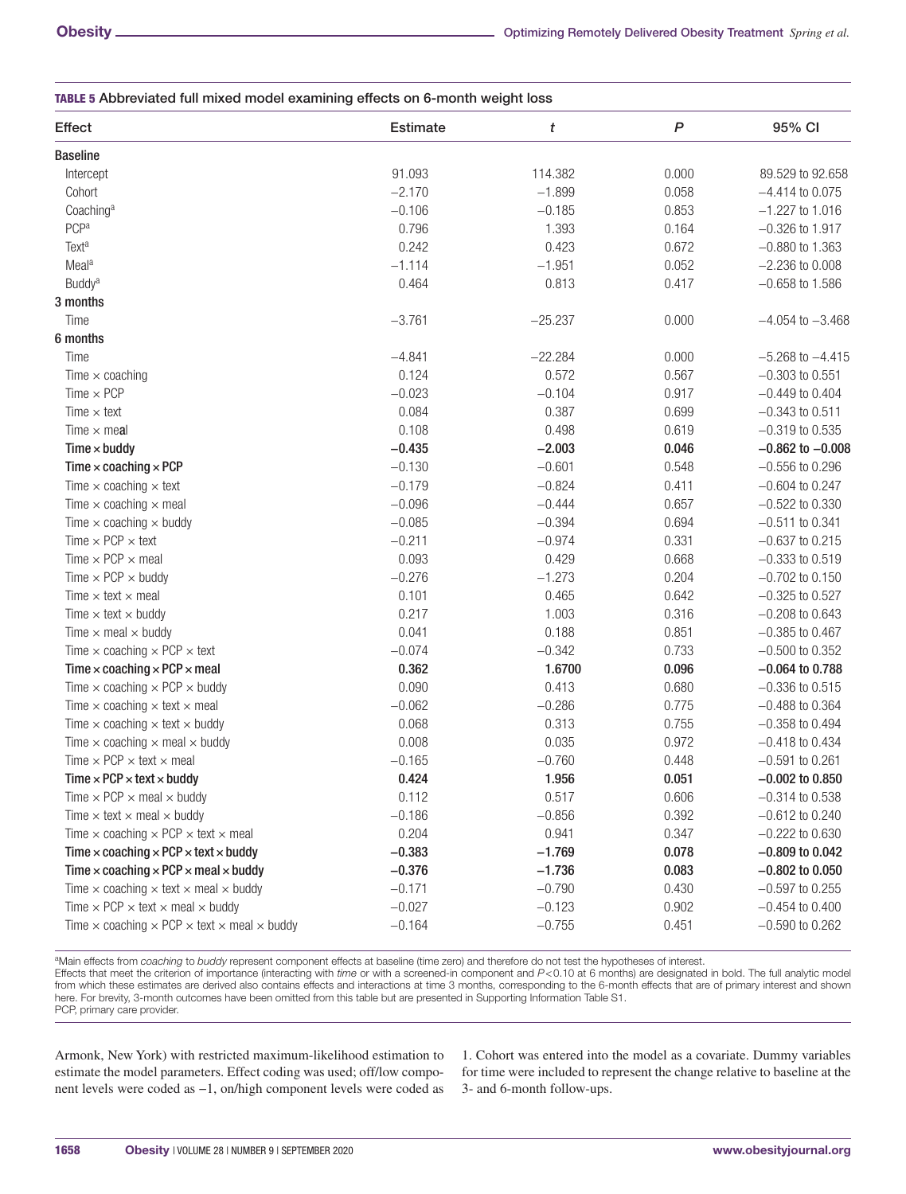**TABLE 5** Abbreviated full mixed model examining effects on 6-month weight loss

| Effect | Estimate | *t* | *P* | 95% CI |
|---|---|---|---|---|
| **Baseline** | | | | |
| Intercept | 91.093 | 114.382 | 0.000 | 89.529 to 92.658 |
| Cohort | −2.170 | −1.899 | 0.058 | −4.414 to 0.075 |
| Coaching[a] | −0.106 | −0.185 | 0.853 | −1.227 to 1.016 |
| PCP[a] | 0.796 | 1.393 | 0.164 | −0.326 to 1.917 |
| Text[a] | 0.242 | 0.423 | 0.672 | −0.880 to 1.363 |
| Meal[a] | −1.114 | −1.951 | 0.052 | −2.236 to 0.008 |
| Buddy[a] | 0.464 | 0.813 | 0.417 | −0.658 to 1.586 |
| **3 months** | | | | |
| Time | −3.761 | −25.237 | 0.000 | −4.054 to −3.468 |
| **6 months** | | | | |
| Time | −4.841 | −22.284 | 0.000 | −5.268 to −4.415 |
| Time × coaching | 0.124 | 0.572 | 0.567 | −0.303 to 0.551 |
| Time × PCP | −0.023 | −0.104 | 0.917 | −0.449 to 0.404 |
| Time × text | 0.084 | 0.387 | 0.699 | −0.343 to 0.511 |
| Time × meal | 0.108 | 0.498 | 0.619 | −0.319 to 0.535 |
| **Time × buddy** | **−0.435** | **−2.003** | **0.046** | **−0.862 to −0.008** |
| **Time × coaching × PCP** | −0.130 | −0.601 | 0.548 | −0.556 to 0.296 |
| Time × coaching × text | −0.179 | −0.824 | 0.411 | −0.604 to 0.247 |
| Time × coaching × meal | −0.096 | −0.444 | 0.657 | −0.522 to 0.330 |
| Time × coaching × buddy | −0.085 | −0.394 | 0.694 | −0.511 to 0.341 |
| Time × PCP × text | −0.211 | −0.974 | 0.331 | −0.637 to 0.215 |
| Time × PCP × meal | 0.093 | 0.429 | 0.668 | −0.333 to 0.519 |
| Time × PCP × buddy | −0.276 | −1.273 | 0.204 | −0.702 to 0.150 |
| Time × text × meal | 0.101 | 0.465 | 0.642 | −0.325 to 0.527 |
| Time × text × buddy | 0.217 | 1.003 | 0.316 | −0.208 to 0.643 |
| Time × meal × buddy | 0.041 | 0.188 | 0.851 | −0.385 to 0.467 |
| Time × coaching × PCP × text | −0.074 | −0.342 | 0.733 | −0.500 to 0.352 |
| **Time × coaching × PCP × meal** | **0.362** | **1.6700** | **0.096** | **−0.064 to 0.788** |
| Time × coaching × PCP × buddy | 0.090 | 0.413 | 0.680 | −0.336 to 0.515 |
| Time × coaching × text × meal | −0.062 | −0.286 | 0.775 | −0.488 to 0.364 |
| Time × coaching × text × buddy | 0.068 | 0.313 | 0.755 | −0.358 to 0.494 |
| Time × coaching × meal × buddy | 0.008 | 0.035 | 0.972 | −0.418 to 0.434 |
| Time × PCP × text × meal | −0.165 | −0.760 | 0.448 | −0.591 to 0.261 |
| **Time × PCP × text × buddy** | **0.424** | **1.956** | **0.051** | **−0.002 to 0.850** |
| Time × PCP × meal × buddy | 0.112 | 0.517 | 0.606 | −0.314 to 0.538 |
| Time × text × meal × buddy | −0.186 | −0.856 | 0.392 | −0.612 to 0.240 |
| Time × coaching × PCP × text × meal | 0.204 | 0.941 | 0.347 | −0.222 to 0.630 |
| **Time × coaching × PCP × text × buddy** | **−0.383** | **−1.769** | **0.078** | **−0.809 to 0.042** |
| **Time × coaching × PCP × meal × buddy** | **−0.376** | **−1.736** | **0.083** | **−0.802 to 0.050** |
| Time × coaching × text × meal × buddy | −0.171 | −0.790 | 0.430 | −0.597 to 0.255 |
| Time × PCP × text × meal × buddy | −0.027 | −0.123 | 0.902 | −0.454 to 0.400 |
| Time × coaching × PCP × text × meal × buddy | −0.164 | −0.755 | 0.451 | −0.590 to 0.262 |

[a]Main effects from *coaching* to *buddy* represent component effects at baseline (time zero) and therefore do not test the hypotheses of interest.
Effects that meet the criterion of importance (interacting with *time* or with a screened-in component and $P<0.10$ at 6 months) are designated in bold. The full analytic model from which these estimates are derived also contains effects and interactions at time 3 months, corresponding to the 6-month effects that are of primary interest and shown here. For brevity, 3-month outcomes have been omitted from this table but are presented in Supporting Information Table S1.
PCP, primary care provider.

Armonk, New York) with restricted maximum-likelihood estimation to estimate the model parameters. Effect coding was used; off/low component levels were coded as −1, on/high component levels were coded as 1. Cohort was entered into the model as a covariate. Dummy variables for time were included to represent the change relative to baseline at the 3- and 6-month follow-ups.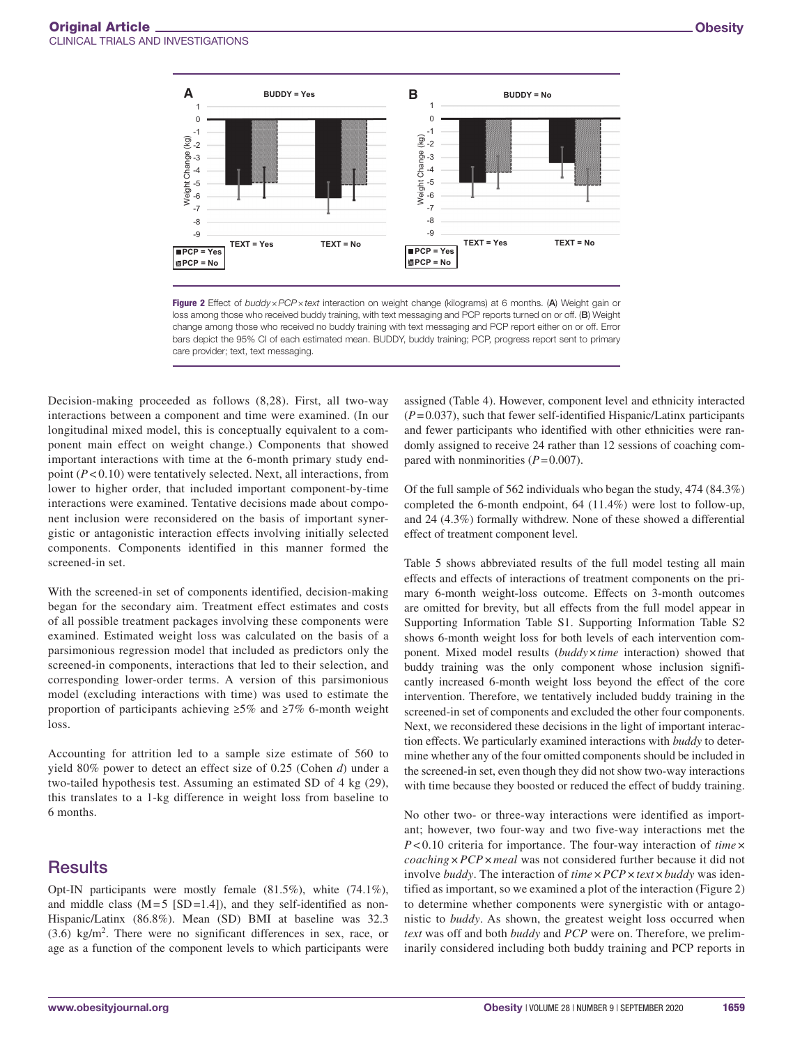**Figure 2** Effect of *buddy × PCP × text* interaction on weight change (kilograms) at 6 months. (**A**) Weight gain or loss among those who received buddy training, with text messaging and PCP reports turned on or off. (**B**) Weight change among those who received no buddy training with text messaging and PCP report either on or off. Error bars depict the 95% CI of each estimated mean. BUDDY, buddy training; PCP, progress report sent to primary care provider; text, text messaging.

Decision-making proceeded as follows (8,28). First, all two-way interactions between a component and time were examined. (In our longitudinal mixed model, this is conceptually equivalent to a component main effect on weight change.) Components that showed important interactions with time at the 6-month primary study endpoint ($P < 0.10$) were tentatively selected. Next, all interactions, from lower to higher order, that included important component-by-time interactions were examined. Tentative decisions made about component inclusion were reconsidered on the basis of important synergistic or antagonistic interaction effects involving initially selected components. Components identified in this manner formed the screened-in set.

With the screened-in set of components identified, decision-making began for the secondary aim. Treatment effect estimates and costs of all possible treatment packages involving these components were examined. Estimated weight loss was calculated on the basis of a parsimonious regression model that included as predictors only the screened-in components, interactions that led to their selection, and corresponding lower-order terms. A version of this parsimonious model (excluding interactions with time) was used to estimate the proportion of participants achieving ≥5% and ≥7% 6-month weight loss.

Accounting for attrition led to a sample size estimate of 560 to yield 80% power to detect an effect size of 0.25 (Cohen *d*) under a two-tailed hypothesis test. Assuming an estimated SD of 4 kg (29), this translates to a 1-kg difference in weight loss from baseline to 6 months.

## Results

Opt-IN participants were mostly female (81.5%), white (74.1%), and middle class (M = 5 [SD = 1.4]), and they self-identified as non-Hispanic/Latinx (86.8%). Mean (SD) BMI at baseline was 32.3 (3.6) kg/m$^2$. There were no significant differences in sex, race, or age as a function of the component levels to which participants were assigned (Table 4). However, component level and ethnicity interacted ($P = 0.037$), such that fewer self-identified Hispanic/Latinx participants and fewer participants who identified with other ethnicities were randomly assigned to receive 24 rather than 12 sessions of coaching compared with nonminorities ($P = 0.007$).

Of the full sample of 562 individuals who began the study, 474 (84.3%) completed the 6-month endpoint, 64 (11.4%) were lost to follow-up, and 24 (4.3%) formally withdrew. None of these showed a differential effect of treatment component level.

Table 5 shows abbreviated results of the full model testing all main effects and effects of interactions of treatment components on the primary 6-month weight-loss outcome. Effects on 3-month outcomes are omitted for brevity, but all effects from the full model appear in Supporting Information Table S1. Supporting Information Table S2 shows 6-month weight loss for both levels of each intervention component. Mixed model results (*buddy × time* interaction) showed that buddy training was the only component whose inclusion significantly increased 6-month weight loss beyond the effect of the core intervention. Therefore, we tentatively included buddy training in the screened-in set of components and excluded the other four components. Next, we reconsidered these decisions in the light of important interaction effects. We particularly examined interactions with *buddy* to determine whether any of the four omitted components should be included in the screened-in set, even though they did not show two-way interactions with time because they boosted or reduced the effect of buddy training.

No other two- or three-way interactions were identified as important; however, two four-way and two five-way interactions met the $P < 0.10$ criteria for importance. The four-way interaction of *time × coaching × PCP × meal* was not considered further because it did not involve *buddy*. The interaction of *time × PCP × text × buddy* was identified as important, so we examined a plot of the interaction (Figure 2) to determine whether these components were synergistic with or antagonistic to *buddy*. As shown, the greatest weight loss occurred when *text* was off and both *buddy* and *PCP* were on. Therefore, we preliminarily considered including both buddy training and PCP reports in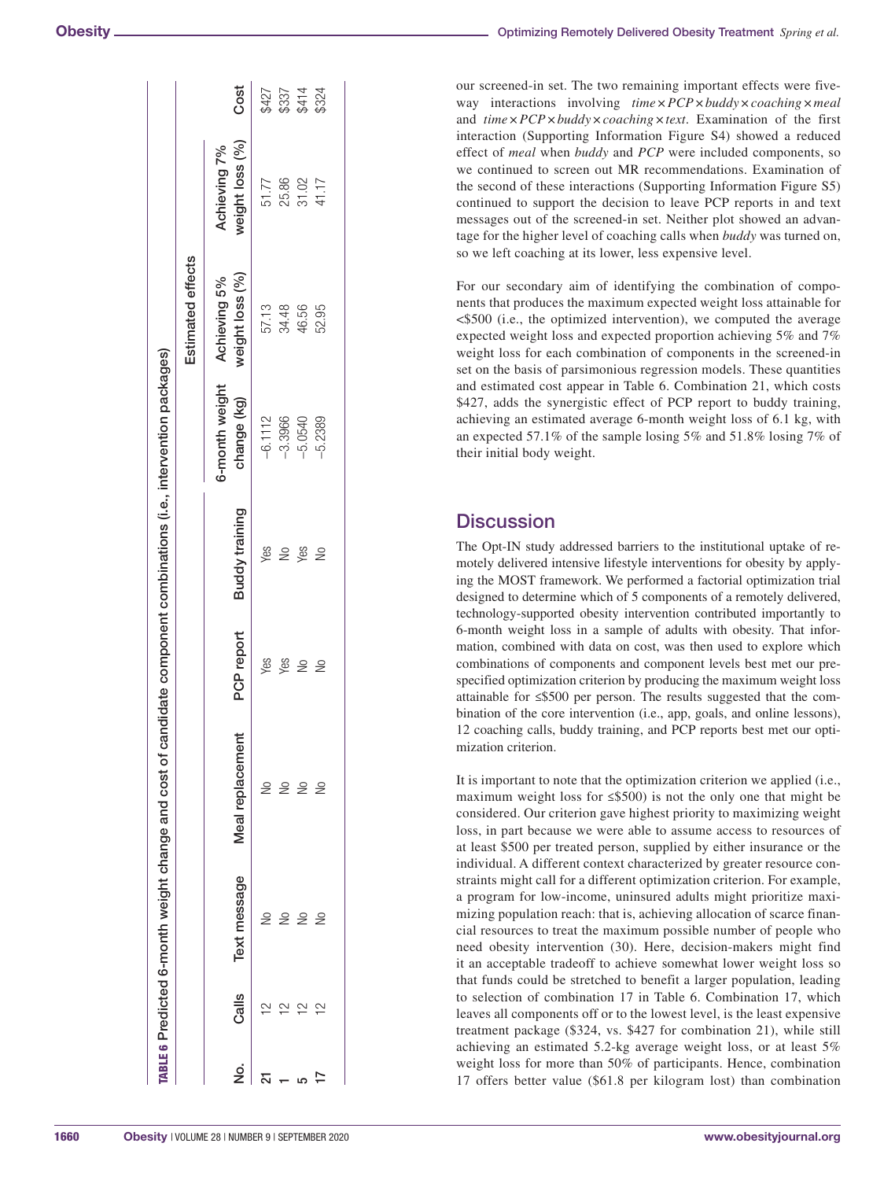**TABLE 6** Predicted 6-month weight change and cost of candidate component combinations (i.e., intervention packages)

| No. | Calls | Text message | Meal replacement | PCP report | Buddy training | Estimated effects | | | Cost |
|---|---|---|---|---|---|---|---|---|---|
| | | | | | | 6-month weight change (kg) | Achieving 5% weight loss (%) | Achieving 7% weight loss (%) | |
| **21** | 12 | No | No | Yes | Yes | −6.1112 | 57.13 | 51.77 | $427 |
| **1** | 12 | No | No | Yes | No | −3.3966 | 34.48 | 25.86 | $337 |
| **5** | 12 | No | No | No | Yes | −5.0540 | 46.56 | 31.02 | $414 |
| **17** | 12 | No | No | No | No | −5.2389 | 52.95 | 41.17 | $324 |

our screened-in set. The two remaining important effects were five-way interactions involving *time × PCP × buddy × coaching × meal* and *time × PCP × buddy × coaching × text*. Examination of the first interaction (Supporting Information Figure S4) showed a reduced effect of *meal* when *buddy* and *PCP* were included components, so we continued to screen out MR recommendations. Examination of the second of these interactions (Supporting Information Figure S5) continued to support the decision to leave PCP reports in and text messages out of the screened-in set. Neither plot showed an advantage for the higher level of coaching calls when *buddy* was turned on, so we left coaching at its lower, less expensive level.

For our secondary aim of identifying the combination of components that produces the maximum expected weight loss attainable for <$500 (i.e., the optimized intervention), we computed the average expected weight loss and expected proportion achieving 5% and 7% weight loss for each combination of components in the screened-in set on the basis of parsimonious regression models. These quantities and estimated cost appear in Table 6. Combination 21, which costs $427, adds the synergistic effect of PCP report to buddy training, achieving an estimated average 6-month weight loss of 6.1 kg, with an expected 57.1% of the sample losing 5% and 51.8% losing 7% of their initial body weight.

## Discussion

The Opt-IN study addressed barriers to the institutional uptake of remotely delivered intensive lifestyle interventions for obesity by applying the MOST framework. We performed a factorial optimization trial designed to determine which of 5 components of a remotely delivered, technology-supported obesity intervention contributed importantly to 6-month weight loss in a sample of adults with obesity. That information, combined with data on cost, was then used to explore which combinations of components and component levels best met our prespecified optimization criterion by producing the maximum weight loss attainable for ≤$500 per person. The results suggested that the combination of the core intervention (i.e., app, goals, and online lessons), 12 coaching calls, buddy training, and PCP reports best met our optimization criterion.

It is important to note that the optimization criterion we applied (i.e., maximum weight loss for ≤$500) is not the only one that might be considered. Our criterion gave highest priority to maximizing weight loss, in part because we were able to assume access to resources of at least $500 per treated person, supplied by either insurance or the individual. A different context characterized by greater resource constraints might call for a different optimization criterion. For example, a program for low-income, uninsured adults might prioritize maximizing population reach: that is, achieving allocation of scarce financial resources to treat the maximum possible number of people who need obesity intervention (30). Here, decision-makers might find it an acceptable tradeoff to achieve somewhat lower weight loss so that funds could be stretched to benefit a larger population, leading to selection of combination 17 in Table 6. Combination 17, which leaves all components off or to the lowest level, is the least expensive treatment package ($324, vs. $427 for combination 21), while still achieving an estimated 5.2-kg average weight loss, or at least 5% weight loss for more than 50% of participants. Hence, combination 17 offers better value ($61.8 per kilogram lost) than combination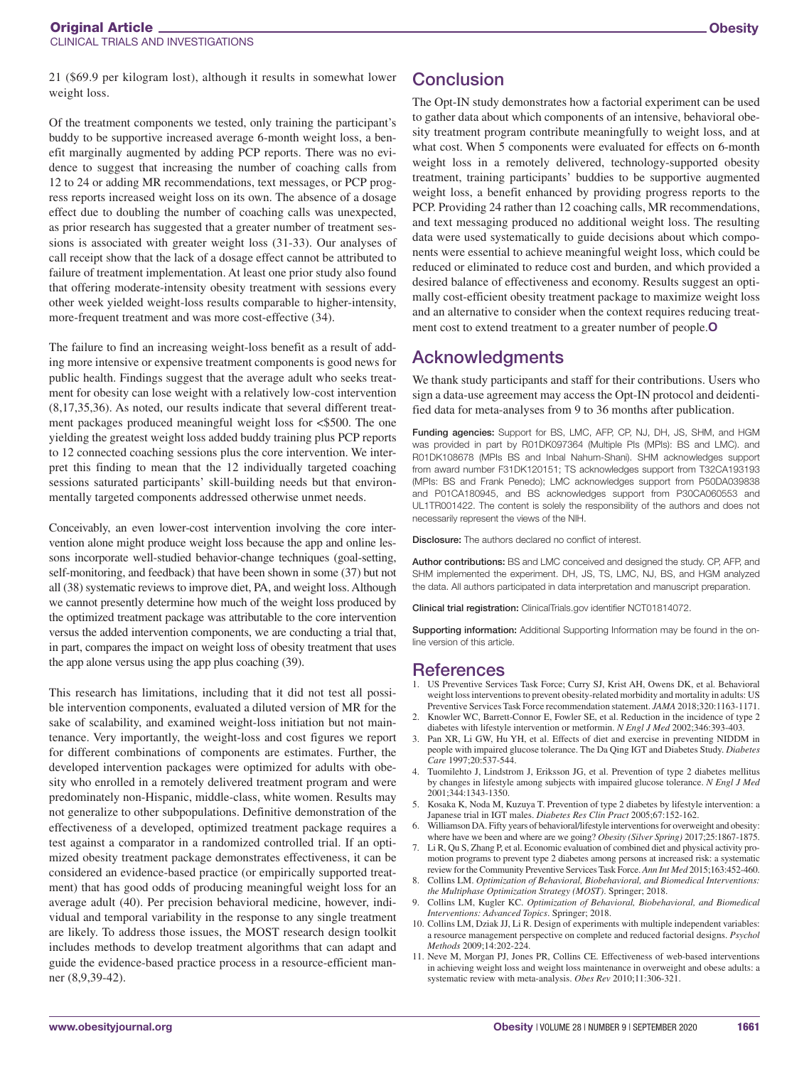21 ($69.9 per kilogram lost), although it results in somewhat lower weight loss.

Of the treatment components we tested, only training the participant's buddy to be supportive increased average 6-month weight loss, a benefit marginally augmented by adding PCP reports. There was no evidence to suggest that increasing the number of coaching calls from 12 to 24 or adding MR recommendations, text messages, or PCP progress reports increased weight loss on its own. The absence of a dosage effect due to doubling the number of coaching calls was unexpected, as prior research has suggested that a greater number of treatment sessions is associated with greater weight loss (31-33). Our analyses of call receipt show that the lack of a dosage effect cannot be attributed to failure of treatment implementation. At least one prior study also found that offering moderate-intensity obesity treatment with sessions every other week yielded weight-loss results comparable to higher-intensity, more-frequent treatment and was more cost-effective (34).

The failure to find an increasing weight-loss benefit as a result of adding more intensive or expensive treatment components is good news for public health. Findings suggest that the average adult who seeks treatment for obesity can lose weight with a relatively low-cost intervention (8,17,35,36). As noted, our results indicate that several different treatment packages produced meaningful weight loss for <$500. The one yielding the greatest weight loss added buddy training plus PCP reports to 12 connected coaching sessions plus the core intervention. We interpret this finding to mean that the 12 individually targeted coaching sessions saturated participants' skill-building needs but that environmentally targeted components addressed otherwise unmet needs.

Conceivably, an even lower-cost intervention involving the core intervention alone might produce weight loss because the app and online lessons incorporate well-studied behavior-change techniques (goal-setting, self-monitoring, and feedback) that have been shown in some (37) but not all (38) systematic reviews to improve diet, PA, and weight loss. Although we cannot presently determine how much of the weight loss produced by the optimized treatment package was attributable to the core intervention versus the added intervention components, we are conducting a trial that, in part, compares the impact on weight loss of obesity treatment that uses the app alone versus using the app plus coaching (39).

This research has limitations, including that it did not test all possible intervention components, evaluated a diluted version of MR for the sake of scalability, and examined weight-loss initiation but not maintenance. Very importantly, the weight-loss and cost figures we report for different combinations of components are estimates. Further, the developed intervention packages were optimized for adults with obesity who enrolled in a remotely delivered treatment program and were predominately non-Hispanic, middle-class, white women. Results may not generalize to other subpopulations. Definitive demonstration of the effectiveness of a developed, optimized treatment package requires a test against a comparator in a randomized controlled trial. If an optimized obesity treatment package demonstrates effectiveness, it can be considered an evidence-based practice (or empirically supported treatment) that has good odds of producing meaningful weight loss for an average adult (40). Per precision behavioral medicine, however, individual and temporal variability in the response to any single treatment are likely. To address those issues, the MOST research design toolkit includes methods to develop treatment algorithms that can adapt and guide the evidence-based practice process in a resource-efficient manner (8,9,39-42).

## Conclusion

The Opt-IN study demonstrates how a factorial experiment can be used to gather data about which components of an intensive, behavioral obesity treatment program contribute meaningfully to weight loss, and at what cost. When 5 components were evaluated for effects on 6-month weight loss in a remotely delivered, technology-supported obesity treatment, training participants' buddies to be supportive augmented weight loss, a benefit enhanced by providing progress reports to the PCP. Providing 24 rather than 12 coaching calls, MR recommendations, and text messaging produced no additional weight loss. The resulting data were used systematically to guide decisions about which components were essential to achieve meaningful weight loss, which could be reduced or eliminated to reduce cost and burden, and which provided a desired balance of effectiveness and economy. Results suggest an optimally cost-efficient obesity treatment package to maximize weight loss and an alternative to consider when the context requires reducing treatment cost to extend treatment to a greater number of people.**O**

## Acknowledgments

We thank study participants and staff for their contributions. Users who sign a data-use agreement may access the Opt-IN protocol and deidentified data for meta-analyses from 9 to 36 months after publication.

**Funding agencies:** Support for BS, LMC, AFP, CP, NJ, DH, JS, SHM, and HGM was provided in part by R01DK097364 (Multiple PIs (MPIs): BS and LMC). and R01DK108678 (MPIs BS and Inbal Nahum-Shani). SHM acknowledges support from award number F31DK120151; TS acknowledges support from T32CA193193 (MPIs: BS and Frank Penedo); LMC acknowledges support from P50DA039838 and P01CA180945, and BS acknowledges support from P30CA060553 and UL1TR001422. The content is solely the responsibility of the authors and does not necessarily represent the views of the NIH.

**Disclosure:** The authors declared no conflict of interest.

**Author contributions:** BS and LMC conceived and designed the study. CP, AFP, and SHM implemented the experiment. DH, JS, TS, LMC, NJ, BS, and HGM analyzed the data. All authors participated in data interpretation and manuscript preparation.

**Clinical trial registration:** ClinicalTrials.gov identifier NCT01814072.

**Supporting information:** Additional Supporting Information may be found in the online version of this article.

## References

1. US Preventive Services Task Force; Curry SJ, Krist AH, Owens DK, et al. Behavioral weight loss interventions to prevent obesity-related morbidity and mortality in adults: US Preventive Services Task Force recommendation statement. *JAMA* 2018;320:1163-1171.
2. Knowler WC, Barrett-Connor E, Fowler SE, et al. Reduction in the incidence of type 2 diabetes with lifestyle intervention or metformin. *N Engl J Med* 2002;346:393-403.
3. Pan XR, Li GW, Hu YH, et al. Effects of diet and exercise in preventing NIDDM in people with impaired glucose tolerance. The Da Qing IGT and Diabetes Study. *Diabetes Care* 1997;20:537-544.
4. Tuomilehto J, Lindstrom J, Eriksson JG, et al. Prevention of type 2 diabetes mellitus by changes in lifestyle among subjects with impaired glucose tolerance. *N Engl J Med* 2001;344:1343-1350.
5. Kosaka K, Noda M, Kuzuya T. Prevention of type 2 diabetes by lifestyle intervention: a Japanese trial in IGT males. *Diabetes Res Clin Pract* 2005;67:152-162.
6. Williamson DA. Fifty years of behavioral/lifestyle interventions for overweight and obesity: where have we been and where are we going? *Obesity (Silver Spring)* 2017;25:1867-1875.
7. Li R, Qu S, Zhang P, et al. Economic evaluation of combined diet and physical activity promotion programs to prevent type 2 diabetes among persons at increased risk: a systematic review for the Community Preventive Services Task Force. *Ann Int Med* 2015;163:452-460.
8. Collins LM. *Optimization of Behavioral, Biobehavioral, and Biomedical Interventions: the Multiphase Optimization Strategy (MOST)*. Springer; 2018.
9. Collins LM, Kugler KC. *Optimization of Behavioral, Biobehavioral, and Biomedical Interventions: Advanced Topics*. Springer; 2018.
10. Collins LM, Dziak JJ, Li R. Design of experiments with multiple independent variables: a resource management perspective on complete and reduced factorial designs. *Psychol Methods* 2009;14:202-224.
11. Neve M, Morgan PJ, Jones PR, Collins CE. Effectiveness of web-based interventions in achieving weight loss and weight loss maintenance in overweight and obese adults: a systematic review with meta-analysis. *Obes Rev* 2010;11:306-321.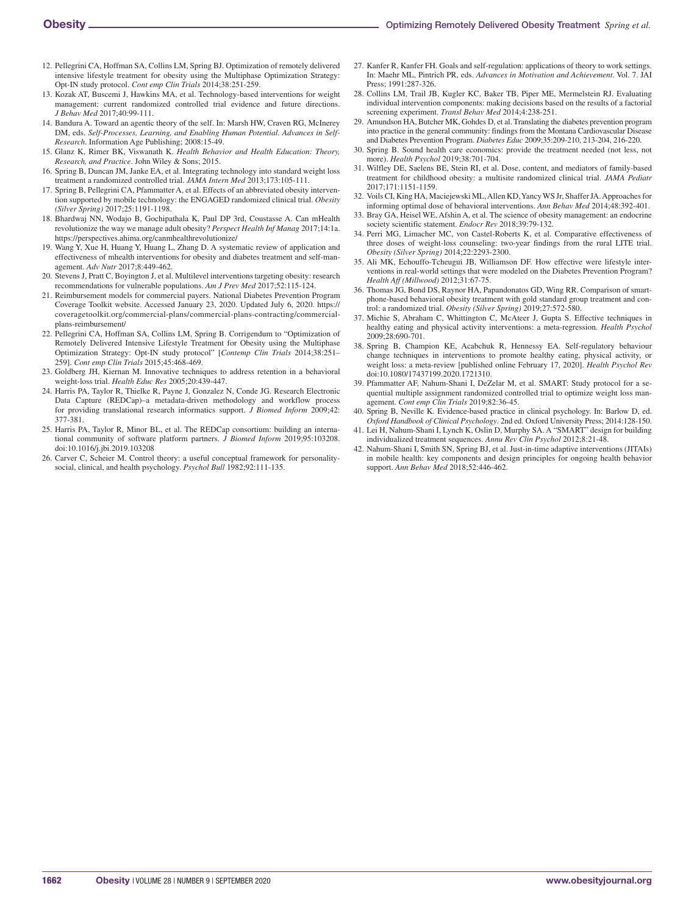12. Pellegrini CA, Hoffman SA, Collins LM, Spring BJ. Optimization of remotely delivered intensive lifestyle treatment for obesity using the Multiphase Optimization Strategy: Opt-IN study protocol. *Cont emp Clin Trials* 2014;38:251-259.
13. Kozak AT, Buscemi J, Hawkins MA, et al. Technology-based interventions for weight management: current randomized controlled trial evidence and future directions. *J Behav Med* 2017;40:99-111.
14. Bandura A. Toward an agentic theory of the self. In: Marsh HW, Craven RG, McInerey DM, eds. *Self-Processes, Learning, and Enabling Human Potential. Advances in Self-Research*. Information Age Publishing; 2008:15-49.
15. Glanz K, Rimer BK, Viswanath K. *Health Behavior and Health Education: Theory, Research, and Practice*. John Wiley & Sons; 2015.
16. Spring B, Duncan JM, Janke EA, et al. Integrating technology into standard weight loss treatment a randomized controlled trial. *JAMA Intern Med* 2013;173:105-111.
17. Spring B, Pellegrini CA, Pfammatter A, et al. Effects of an abbreviated obesity intervention supported by mobile technology: the ENGAGED randomized clinical trial. *Obesity (Silver Spring)* 2017;25:1191-1198.
18. Bhardwaj NN, Wodajo B, Gochipathala K, Paul DP 3rd, Coustasse A. Can mHealth revolutionize the way we manage adult obesity? *Perspect Health Inf Manag* 2017;14:1a. https://perspectives.ahima.org/canmhealthrevolutionize/
19. Wang Y, Xue H, Huang Y, Huang L, Zhang D. A systematic review of application and effectiveness of mhealth interventions for obesity and diabetes treatment and self-management. *Adv Nutr* 2017;8:449-462.
20. Stevens J, Pratt C, Boyington J, et al. Multilevel interventions targeting obesity: research recommendations for vulnerable populations. *Am J Prev Med* 2017;52:115-124.
21. Reimbursement models for commercial payers. National Diabetes Prevention Program Coverage Toolkit website. Accessed January 23, 2020. Updated July 6, 2020. https://coveragetoolkit.org/commercial-plans/commercial-plans-contracting/commercial-plans-reimbursement/
22. Pellegrini CA, Hoffman SA, Collins LM, Spring B. Corrigendum to "Optimization of Remotely Delivered Intensive Lifestyle Treatment for Obesity using the Multiphase Optimization Strategy: Opt-IN study protocol" [*Contemp Clin Trials* 2014;38:251–259]. *Cont emp Clin Trials* 2015;45:468-469.
23. Goldberg JH, Kiernan M. Innovative techniques to address retention in a behavioral weight-loss trial. *Health Educ Res* 2005;20:439-447.
24. Harris PA, Taylor R, Thielke R, Payne J, Gonzalez N, Conde JG. Research Electronic Data Capture (REDCap)–a metadata-driven methodology and workflow process for providing translational research informatics support. *J Biomed Inform* 2009;42:377-381.
25. Harris PA, Taylor R, Minor BL, et al. The REDCap consortium: building an international community of software platform partners. *J Biomed Inform* 2019;95:103208. doi:10.1016/j.jbi.2019.103208
26. Carver C, Scheier M. Control theory: a useful conceptual framework for personality-social, clinical, and health psychology. *Psychol Bull* 1982;92:111-135.
27. Kanfer R, Kanfer FH. Goals and self-regulation: applications of theory to work settings. In: Maehr ML, Pintrich PR, eds. *Advances in Motivation and Achievement*. Vol. 7. JAI Press; 1991:287-326.
28. Collins LM, Trail JB, Kugler KC, Baker TB, Piper ME, Mermelstein RJ. Evaluating individual intervention components: making decisions based on the results of a factorial screening experiment. *Transl Behav Med* 2014;4:238-251.
29. Amundson HA, Butcher MK, Gohdes D, et al. Translating the diabetes prevention program into practice in the general community: findings from the Montana Cardiovascular Disease and Diabetes Prevention Program. *Diabetes Educ* 2009;35:209-210, 213-204, 216-220.
30. Spring B. Sound health care economics: provide the treatment needed (not less, not more). *Health Psychol* 2019;38:701-704.
31. Wilfley DE, Saelens BE, Stein RI, et al. Dose, content, and mediators of family-based treatment for childhood obesity: a multisite randomized clinical trial. *JAMA Pediatr* 2017;171:1151-1159.
32. Voils CI, King HA, Maciejewski ML, Allen KD, Yancy WS Jr, Shaffer JA. Approaches for informing optimal dose of behavioral interventions. *Ann Behav Med* 2014;48:392-401.
33. Bray GA, Heisel WE, Afshin A, et al. The science of obesity management: an endocrine society scientific statement. *Endocr Rev* 2018;39:79-132.
34. Perri MG, Limacher MC, von Castel-Roberts K, et al. Comparative effectiveness of three doses of weight-loss counseling: two-year findings from the rural LITE trial. *Obesity (Silver Spring)* 2014;22:2293-2300.
35. Ali MK, Echouffo-Tcheugui JB, Williamson DF. How effective were lifestyle interventions in real-world settings that were modeled on the Diabetes Prevention Program? *Health Aff (Millwood)* 2012;31:67-75.
36. Thomas JG, Bond DS, Raynor HA, Papandonatos GD, Wing RR. Comparison of smartphone-based behavioral obesity treatment with gold standard group treatment and control: a randomized trial. *Obesity (Silver Spring)* 2019;27:572-580.
37. Michie S, Abraham C, Whittington C, McAteer J, Gupta S. Effective techniques in healthy eating and physical activity interventions: a meta-regression. *Health Psychol* 2009;28:690-701.
38. Spring B, Champion KE, Acabchuk R, Hennessy EA. Self-regulatory behaviour change techniques in interventions to promote healthy eating, physical activity, or weight loss: a meta-review [published online February 17, 2020]. *Health Psychol Rev* doi:10.1080/17437199.2020.1721310.
39. Pfammatter AF, Nahum-Shani I, DeZelar M, et al. SMART: Study protocol for a sequential multiple assignment randomized controlled trial to optimize weight loss management. *Cont emp Clin Trials* 2019;82:36-45.
40. Spring B, Neville K. Evidence-based practice in clinical psychology. In: Barlow D, ed. *Oxford Handbook of Clinical Psychology*. 2nd ed. Oxford University Press; 2014:128-150.
41. Lei H, Nahum-Shani I, Lynch K, Oslin D, Murphy SA. A "SMART" design for building individualized treatment sequences. *Annu Rev Clin Psychol* 2012;8:21-48.
42. Nahum-Shani I, Smith SN, Spring BJ, et al. Just-in-time adaptive interventions (JITAIs) in mobile health: key components and design principles for ongoing health behavior support. *Ann Behav Med* 2018;52:446-462.